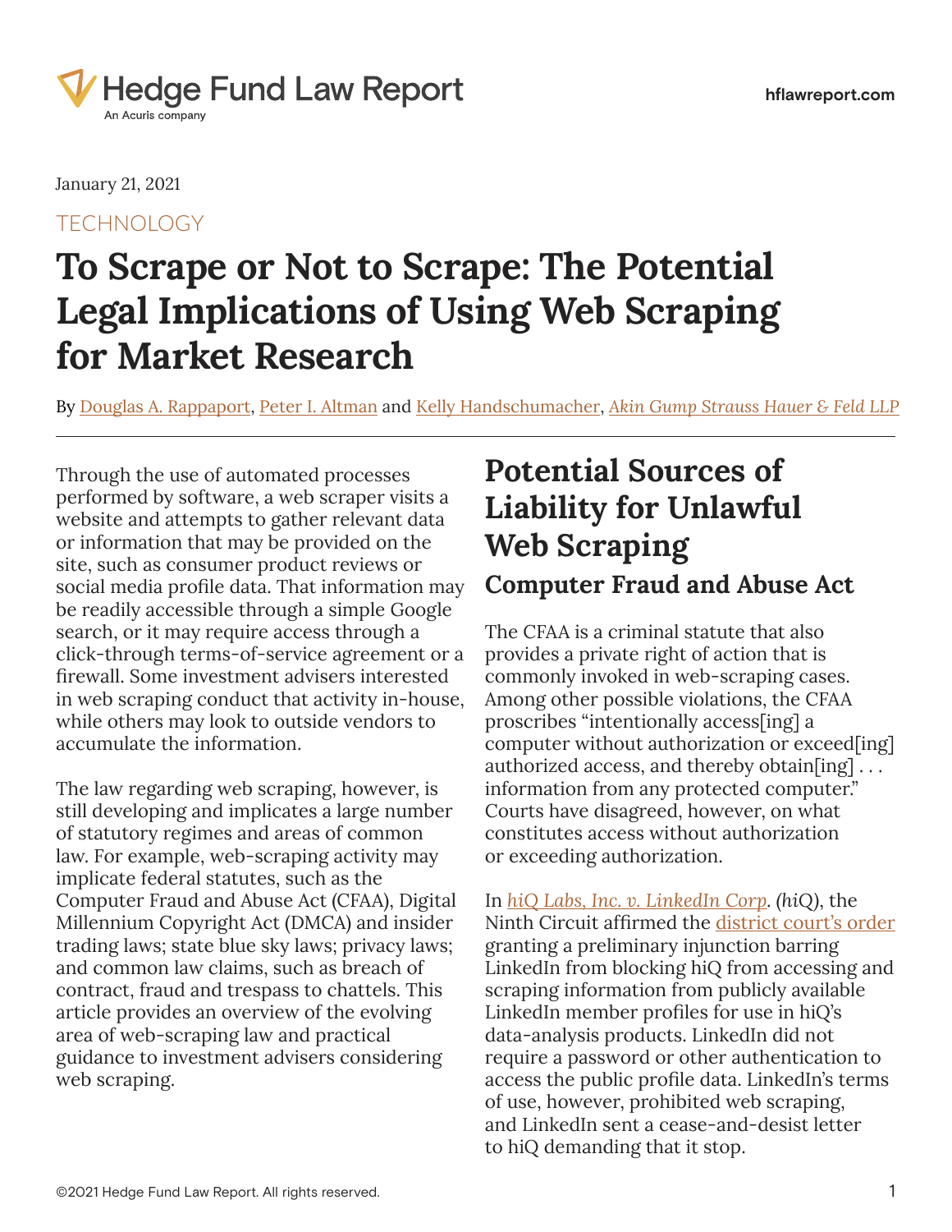January 21, 2021

TECHNOLOGY

# To Scrape or Not to Scrape: The Potential Legal Implications of Using Web Scraping for Market Research

By Douglas A. Rappaport, Peter I. Altman and Kelly Handschumacher, *Akin Gump Strauss Hauer & Feld LLP*

Through the use of automated processes performed by software, a web scraper visits a website and attempts to gather relevant data or information that may be provided on the site, such as consumer product reviews or social media profile data. That information may be readily accessible through a simple Google search, or it may require access through a click-through terms-of-service agreement or a firewall. Some investment advisers interested in web scraping conduct that activity in-house, while others may look to outside vendors to accumulate the information.

The law regarding web scraping, however, is still developing and implicates a large number of statutory regimes and areas of common law. For example, web-scraping activity may implicate federal statutes, such as the Computer Fraud and Abuse Act (CFAA), Digital Millennium Copyright Act (DMCA) and insider trading laws; state blue sky laws; privacy laws; and common law claims, such as breach of contract, fraud and trespass to chattels. This article provides an overview of the evolving area of web-scraping law and practical guidance to investment advisers considering web scraping.

## Potential Sources of Liability for Unlawful Web Scraping

### Computer Fraud and Abuse Act

The CFAA is a criminal statute that also provides a private right of action that is commonly invoked in web-scraping cases. Among other possible violations, the CFAA proscribes "intentionally access[ing] a computer without authorization or exceed[ing] authorized access, and thereby obtain[ing] . . . information from any protected computer." Courts have disagreed, however, on what constitutes access without authorization or exceeding authorization.

In *hiQ Labs, Inc. v. LinkedIn Corp.* (*hiQ*), the Ninth Circuit affirmed the district court's order granting a preliminary injunction barring LinkedIn from blocking hiQ from accessing and scraping information from publicly available LinkedIn member profiles for use in hiQ's data-analysis products. LinkedIn did not require a password or other authentication to access the public profile data. LinkedIn's terms of use, however, prohibited web scraping, and LinkedIn sent a cease-and-desist letter to hiQ demanding that it stop.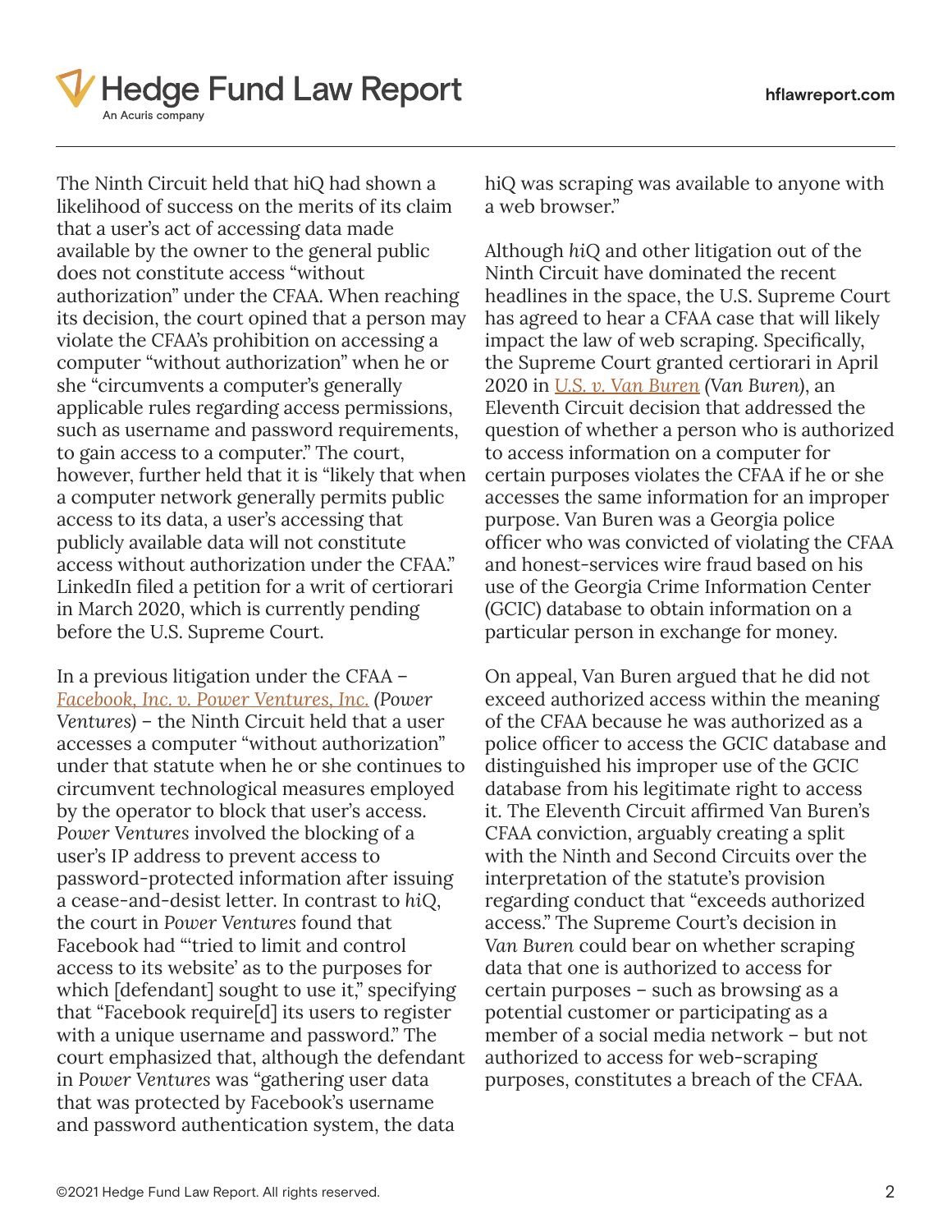The Ninth Circuit held that hiQ had shown a likelihood of success on the merits of its claim that a user's act of accessing data made available by the owner to the general public does not constitute access "without authorization" under the CFAA. When reaching its decision, the court opined that a person may violate the CFAA's prohibition on accessing a computer "without authorization" when he or she "circumvents a computer's generally applicable rules regarding access permissions, such as username and password requirements, to gain access to a computer." The court, however, further held that it is "likely that when a computer network generally permits public access to its data, a user's accessing that publicly available data will not constitute access without authorization under the CFAA." LinkedIn filed a petition for a writ of certiorari in March 2020, which is currently pending before the U.S. Supreme Court.

In a previous litigation under the CFAA – *Facebook, Inc. v. Power Ventures, Inc.* (*Power Ventures*) – the Ninth Circuit held that a user accesses a computer "without authorization" under that statute when he or she continues to circumvent technological measures employed by the operator to block that user's access. *Power Ventures* involved the blocking of a user's IP address to prevent access to password-protected information after issuing a cease-and-desist letter. In contrast to *hiQ*, the court in *Power Ventures* found that Facebook had "'tried to limit and control access to its website' as to the purposes for which [defendant] sought to use it," specifying that "Facebook require[d] its users to register with a unique username and password." The court emphasized that, although the defendant in *Power Ventures* was "gathering user data that was protected by Facebook's username and password authentication system, the data hiQ was scraping was available to anyone with a web browser."

Although *hiQ* and other litigation out of the Ninth Circuit have dominated the recent headlines in the space, the U.S. Supreme Court has agreed to hear a CFAA case that will likely impact the law of web scraping. Specifically, the Supreme Court granted certiorari in April 2020 in *U.S. v. Van Buren* (*Van Buren*), an Eleventh Circuit decision that addressed the question of whether a person who is authorized to access information on a computer for certain purposes violates the CFAA if he or she accesses the same information for an improper purpose. Van Buren was a Georgia police officer who was convicted of violating the CFAA and honest-services wire fraud based on his use of the Georgia Crime Information Center (GCIC) database to obtain information on a particular person in exchange for money.

On appeal, Van Buren argued that he did not exceed authorized access within the meaning of the CFAA because he was authorized as a police officer to access the GCIC database and distinguished his improper use of the GCIC database from his legitimate right to access it. The Eleventh Circuit affirmed Van Buren's CFAA conviction, arguably creating a split with the Ninth and Second Circuits over the interpretation of the statute's provision regarding conduct that "exceeds authorized access." The Supreme Court's decision in *Van Buren* could bear on whether scraping data that one is authorized to access for certain purposes – such as browsing as a potential customer or participating as a member of a social media network – but not authorized to access for web-scraping purposes, constitutes a breach of the CFAA.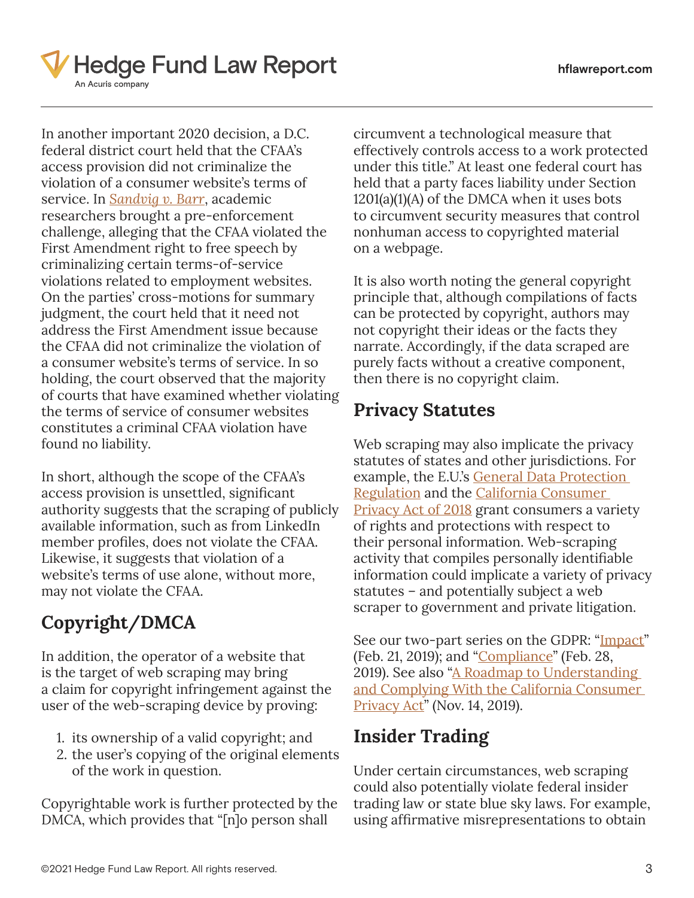In another important 2020 decision, a D.C. federal district court held that the CFAA's access provision did not criminalize the violation of a consumer website's terms of service. In *Sandvig v. Barr*, academic researchers brought a pre-enforcement challenge, alleging that the CFAA violated the First Amendment right to free speech by criminalizing certain terms-of-service violations related to employment websites. On the parties' cross-motions for summary judgment, the court held that it need not address the First Amendment issue because the CFAA did not criminalize the violation of a consumer website's terms of service. In so holding, the court observed that the majority of courts that have examined whether violating the terms of service of consumer websites constitutes a criminal CFAA violation have found no liability.

In short, although the scope of the CFAA's access provision is unsettled, significant authority suggests that the scraping of publicly available information, such as from LinkedIn member profiles, does not violate the CFAA. Likewise, it suggests that violation of a website's terms of use alone, without more, may not violate the CFAA.

## Copyright/DMCA

In addition, the operator of a website that is the target of web scraping may bring a claim for copyright infringement against the user of the web-scraping device by proving:

1. its ownership of a valid copyright; and
2. the user's copying of the original elements of the work in question.

Copyrightable work is further protected by the DMCA, which provides that "[n]o person shall circumvent a technological measure that effectively controls access to a work protected under this title." At least one federal court has held that a party faces liability under Section 1201(a)(1)(A) of the DMCA when it uses bots to circumvent security measures that control nonhuman access to copyrighted material on a webpage.

It is also worth noting the general copyright principle that, although compilations of facts can be protected by copyright, authors may not copyright their ideas or the facts they narrate. Accordingly, if the data scraped are purely facts without a creative component, then there is no copyright claim.

## Privacy Statutes

Web scraping may also implicate the privacy statutes of states and other jurisdictions. For example, the E.U.'s General Data Protection Regulation and the California Consumer Privacy Act of 2018 grant consumers a variety of rights and protections with respect to their personal information. Web-scraping activity that compiles personally identifiable information could implicate a variety of privacy statutes – and potentially subject a web scraper to government and private litigation.

See our two-part series on the GDPR: "Impact" (Feb. 21, 2019); and "Compliance" (Feb. 28, 2019). See also "A Roadmap to Understanding and Complying With the California Consumer Privacy Act" (Nov. 14, 2019).

## Insider Trading

Under certain circumstances, web scraping could also potentially violate federal insider trading law or state blue sky laws. For example, using affirmative misrepresentations to obtain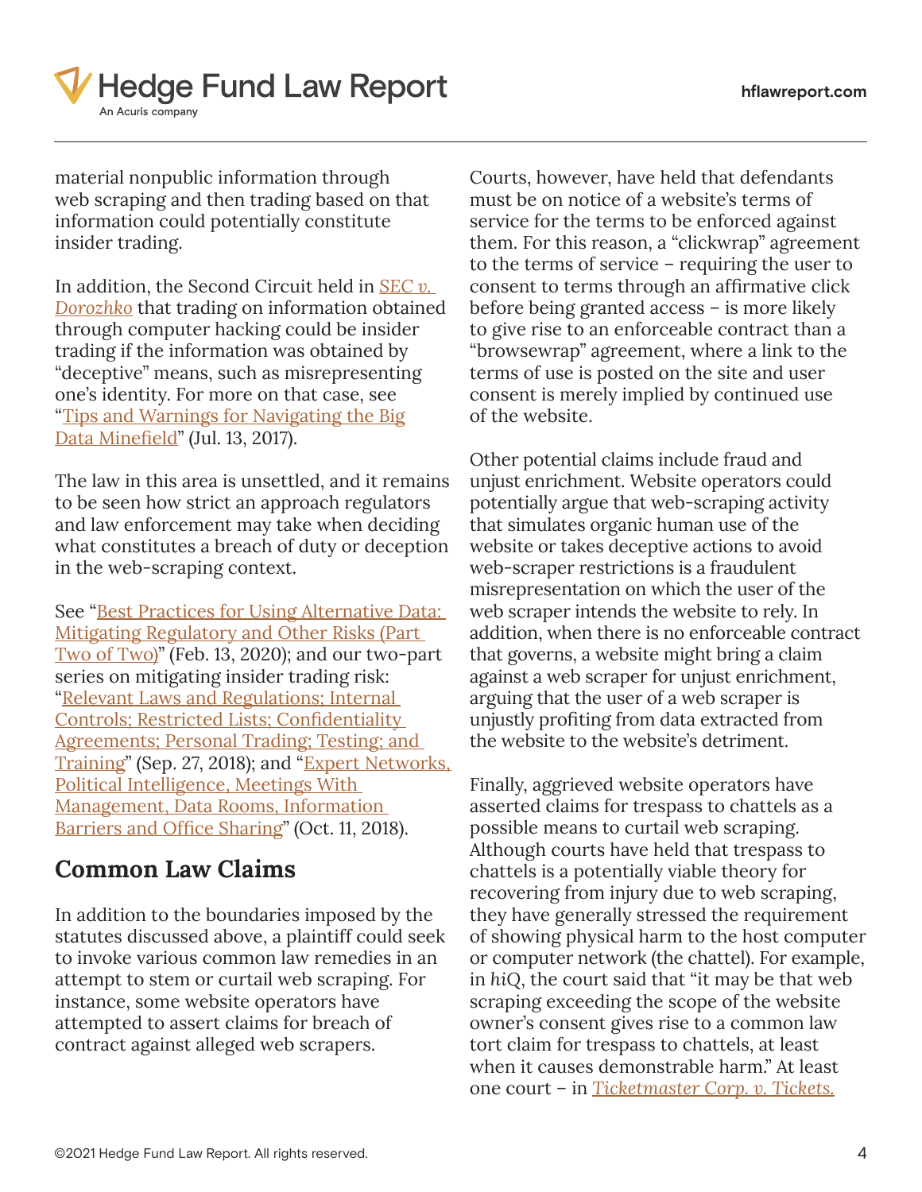material nonpublic information through web scraping and then trading based on that information could potentially constitute insider trading.

In addition, the Second Circuit held in *SEC v. Dorozhko* that trading on information obtained through computer hacking could be insider trading if the information was obtained by "deceptive" means, such as misrepresenting one's identity. For more on that case, see "Tips and Warnings for Navigating the Big Data Minefield" (Jul. 13, 2017).

The law in this area is unsettled, and it remains to be seen how strict an approach regulators and law enforcement may take when deciding what constitutes a breach of duty or deception in the web-scraping context.

See "Best Practices for Using Alternative Data: Mitigating Regulatory and Other Risks (Part Two of Two)" (Feb. 13, 2020); and our two-part series on mitigating insider trading risk: "Relevant Laws and Regulations; Internal Controls; Restricted Lists; Confidentiality Agreements; Personal Trading; Testing; and Training" (Sep. 27, 2018); and "Expert Networks, Political Intelligence, Meetings With Management, Data Rooms, Information Barriers and Office Sharing" (Oct. 11, 2018).

## Common Law Claims

In addition to the boundaries imposed by the statutes discussed above, a plaintiff could seek to invoke various common law remedies in an attempt to stem or curtail web scraping. For instance, some website operators have attempted to assert claims for breach of contract against alleged web scrapers.

Courts, however, have held that defendants must be on notice of a website's terms of service for the terms to be enforced against them. For this reason, a "clickwrap" agreement to the terms of service – requiring the user to consent to terms through an affirmative click before being granted access – is more likely to give rise to an enforceable contract than a "browsewrap" agreement, where a link to the terms of use is posted on the site and user consent is merely implied by continued use of the website.

Other potential claims include fraud and unjust enrichment. Website operators could potentially argue that web-scraping activity that simulates organic human use of the website or takes deceptive actions to avoid web-scraper restrictions is a fraudulent misrepresentation on which the user of the web scraper intends the website to rely. In addition, when there is no enforceable contract that governs, a website might bring a claim against a web scraper for unjust enrichment, arguing that the user of a web scraper is unjustly profiting from data extracted from the website to the website's detriment.

Finally, aggrieved website operators have asserted claims for trespass to chattels as a possible means to curtail web scraping. Although courts have held that trespass to chattels is a potentially viable theory for recovering from injury due to web scraping, they have generally stressed the requirement of showing physical harm to the host computer or computer network (the chattel). For example, in *hiQ*, the court said that "it may be that web scraping exceeding the scope of the website owner's consent gives rise to a common law tort claim for trespass to chattels, at least when it causes demonstrable harm." At least one court – in *Ticketmaster Corp. v. Tickets.*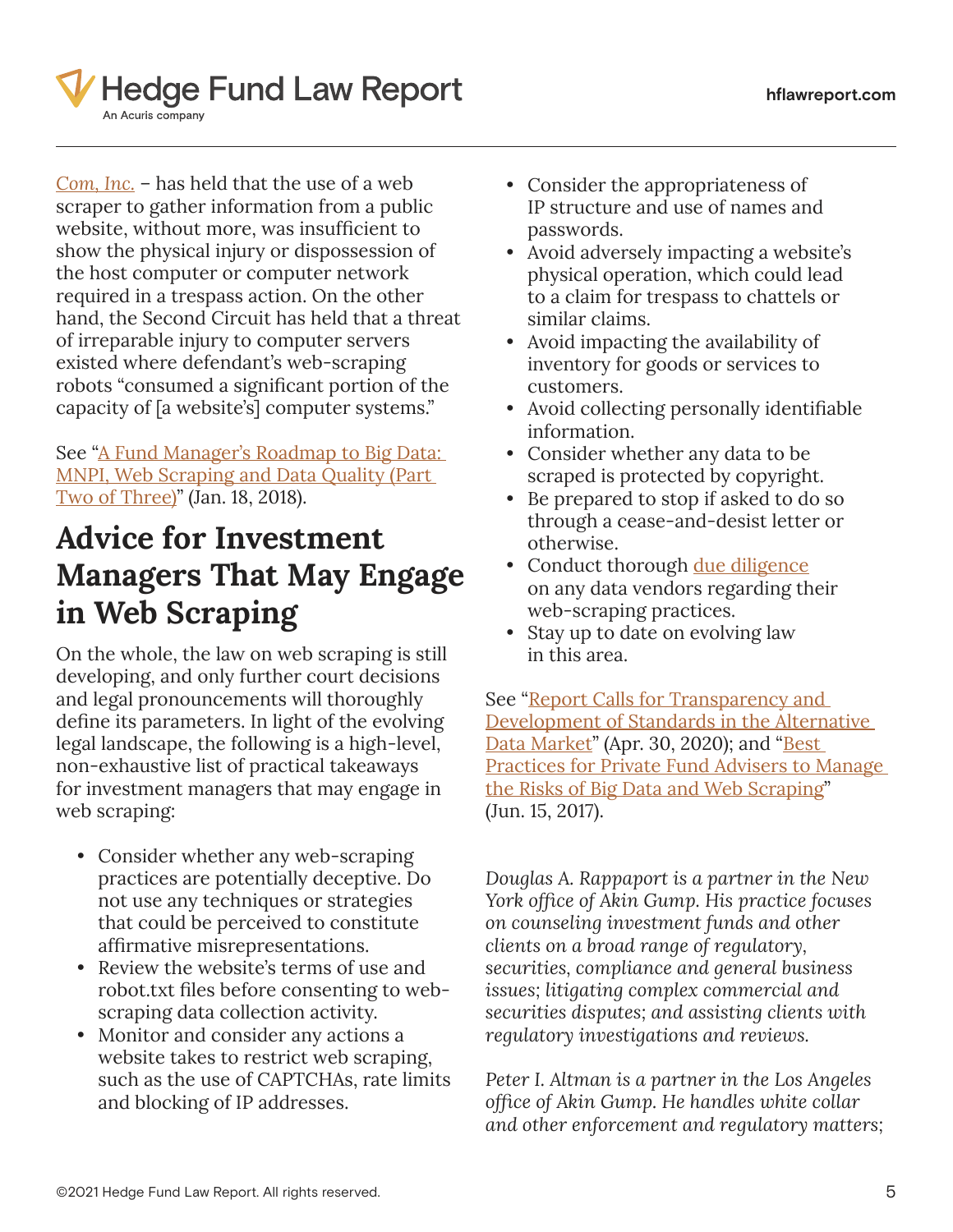Com, Inc. – has held that the use of a web scraper to gather information from a public website, without more, was insufficient to show the physical injury or dispossession of the host computer or computer network required in a trespass action. On the other hand, the Second Circuit has held that a threat of irreparable injury to computer servers existed where defendant's web-scraping robots "consumed a significant portion of the capacity of [a website's] computer systems."

See "A Fund Manager's Roadmap to Big Data: MNPI, Web Scraping and Data Quality (Part Two of Three)" (Jan. 18, 2018).

## Advice for Investment Managers That May Engage in Web Scraping

On the whole, the law on web scraping is still developing, and only further court decisions and legal pronouncements will thoroughly define its parameters. In light of the evolving legal landscape, the following is a high-level, non-exhaustive list of practical takeaways for investment managers that may engage in web scraping:

- Consider whether any web-scraping practices are potentially deceptive. Do not use any techniques or strategies that could be perceived to constitute affirmative misrepresentations.
- Review the website's terms of use and robot.txt files before consenting to web-scraping data collection activity.
- Monitor and consider any actions a website takes to restrict web scraping, such as the use of CAPTCHAs, rate limits and blocking of IP addresses.
- Consider the appropriateness of IP structure and use of names and passwords.
- Avoid adversely impacting a website's physical operation, which could lead to a claim for trespass to chattels or similar claims.
- Avoid impacting the availability of inventory for goods or services to customers.
- Avoid collecting personally identifiable information.
- Consider whether any data to be scraped is protected by copyright.
- Be prepared to stop if asked to do so through a cease-and-desist letter or otherwise.
- Conduct thorough due diligence on any data vendors regarding their web-scraping practices.
- Stay up to date on evolving law in this area.

See "Report Calls for Transparency and Development of Standards in the Alternative Data Market" (Apr. 30, 2020); and "Best Practices for Private Fund Advisers to Manage the Risks of Big Data and Web Scraping" (Jun. 15, 2017).

*Douglas A. Rappaport is a partner in the New York office of Akin Gump. His practice focuses on counseling investment funds and other clients on a broad range of regulatory, securities, compliance and general business issues; litigating complex commercial and securities disputes; and assisting clients with regulatory investigations and reviews.*

*Peter I. Altman is a partner in the Los Angeles office of Akin Gump. He handles white collar and other enforcement and regulatory matters;*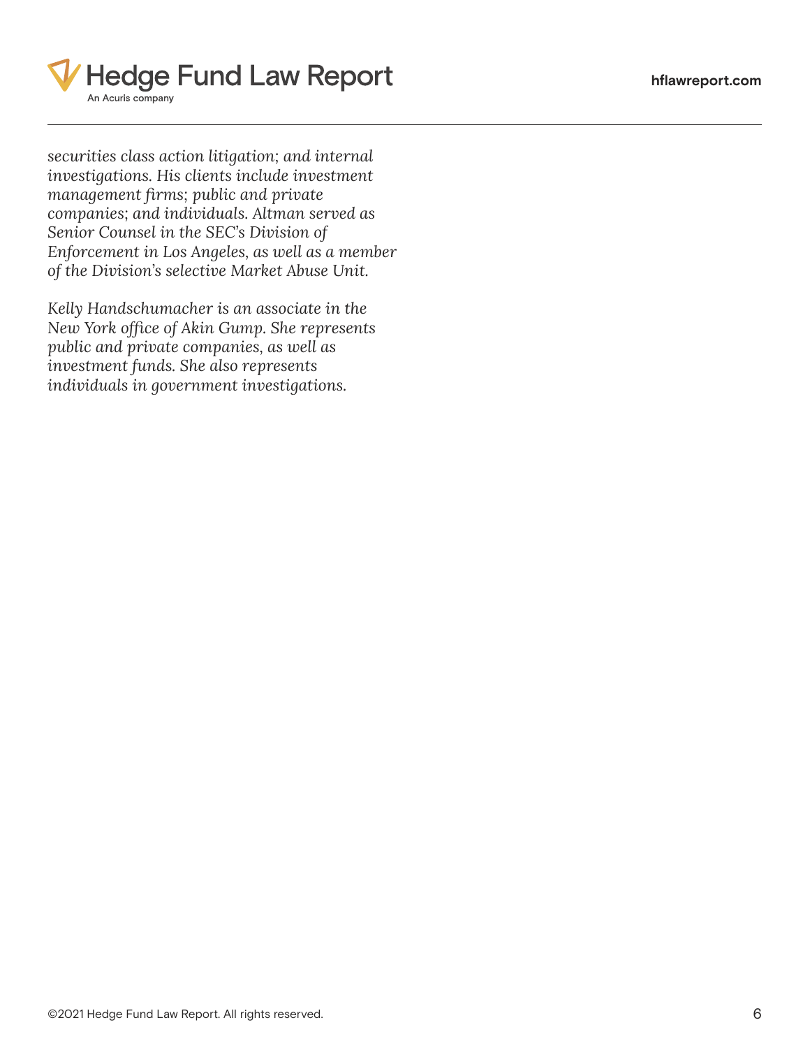*securities class action litigation; and internal investigations. His clients include investment management firms; public and private companies; and individuals. Altman served as Senior Counsel in the SEC's Division of Enforcement in Los Angeles, as well as a member of the Division's selective Market Abuse Unit.*

*Kelly Handschumacher is an associate in the New York office of Akin Gump. She represents public and private companies, as well as investment funds. She also represents individuals in government investigations.*